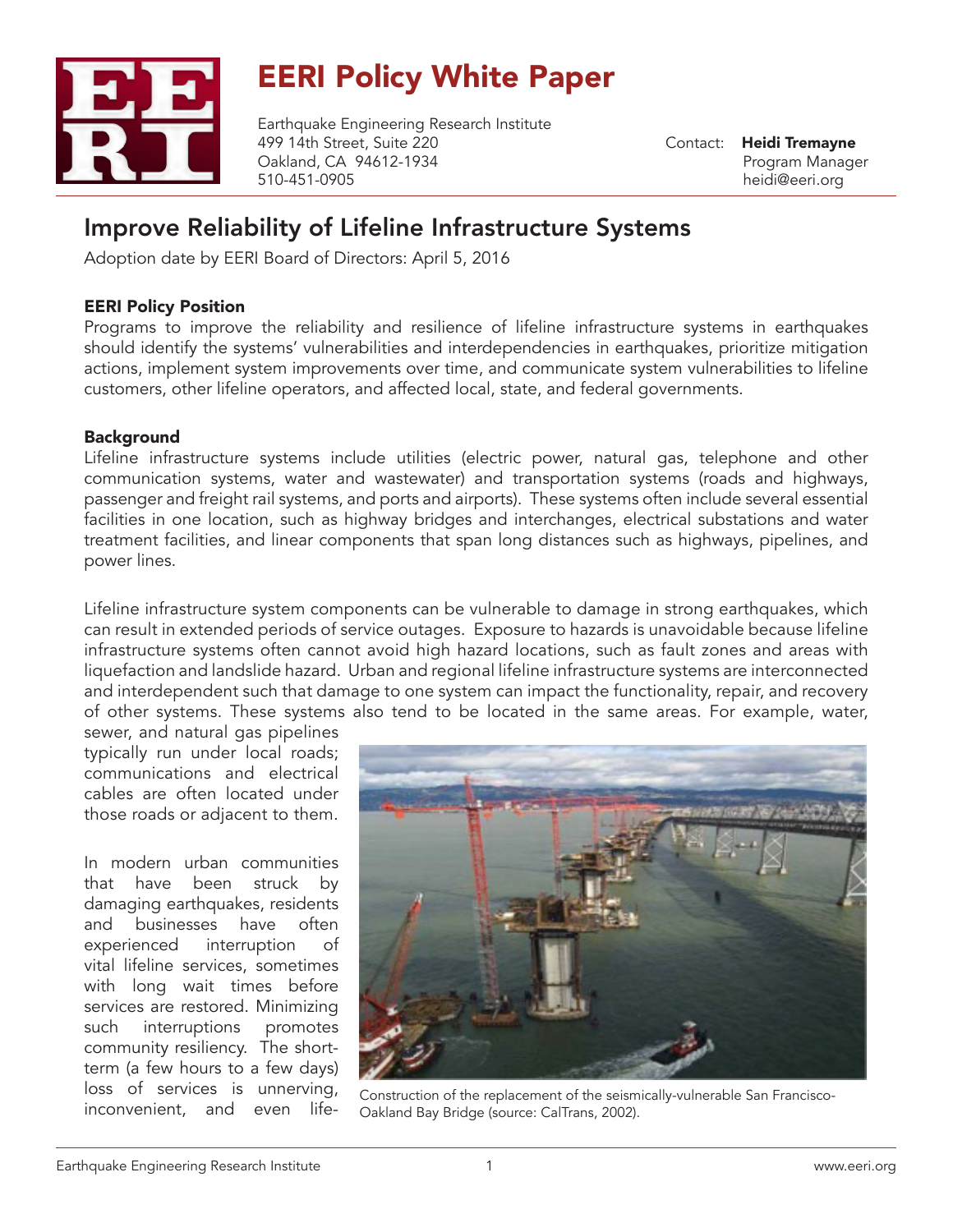# EERI Policy White Paper

Earthquake Engineering Research Institute
499 14th Street, Suite 220
Oakland, CA 94612-1934
510-451-0905

Contact: **Heidi Tremayne**
Program Manager
heidi@eeri.org

## Improve Reliability of Lifeline Infrastructure Systems

Adoption date by EERI Board of Directors: April 5, 2016

### EERI Policy Position

Programs to improve the reliability and resilience of lifeline infrastructure systems in earthquakes should identify the systems' vulnerabilities and interdependencies in earthquakes, prioritize mitigation actions, implement system improvements over time, and communicate system vulnerabilities to lifeline customers, other lifeline operators, and affected local, state, and federal governments.

### Background

Lifeline infrastructure systems include utilities (electric power, natural gas, telephone and other communication systems, water and wastewater) and transportation systems (roads and highways, passenger and freight rail systems, and ports and airports). These systems often include several essential facilities in one location, such as highway bridges and interchanges, electrical substations and water treatment facilities, and linear components that span long distances such as highways, pipelines, and power lines.

Lifeline infrastructure system components can be vulnerable to damage in strong earthquakes, which can result in extended periods of service outages. Exposure to hazards is unavoidable because lifeline infrastructure systems often cannot avoid high hazard locations, such as fault zones and areas with liquefaction and landslide hazard. Urban and regional lifeline infrastructure systems are interconnected and interdependent such that damage to one system can impact the functionality, repair, and recovery of other systems. These systems also tend to be located in the same areas. For example, water, sewer, and natural gas pipelines typically run under local roads; communications and electrical cables are often located under those roads or adjacent to them.

Construction of the replacement of the seismically-vulnerable San Francisco-Oakland Bay Bridge (source: CalTrans, 2002).

In modern urban communities that have been struck by damaging earthquakes, residents and businesses have often experienced interruption of vital lifeline services, sometimes with long wait times before services are restored. Minimizing such interruptions promotes community resiliency. The short-term (a few hours to a few days) loss of services is unnerving, inconvenient, and even life-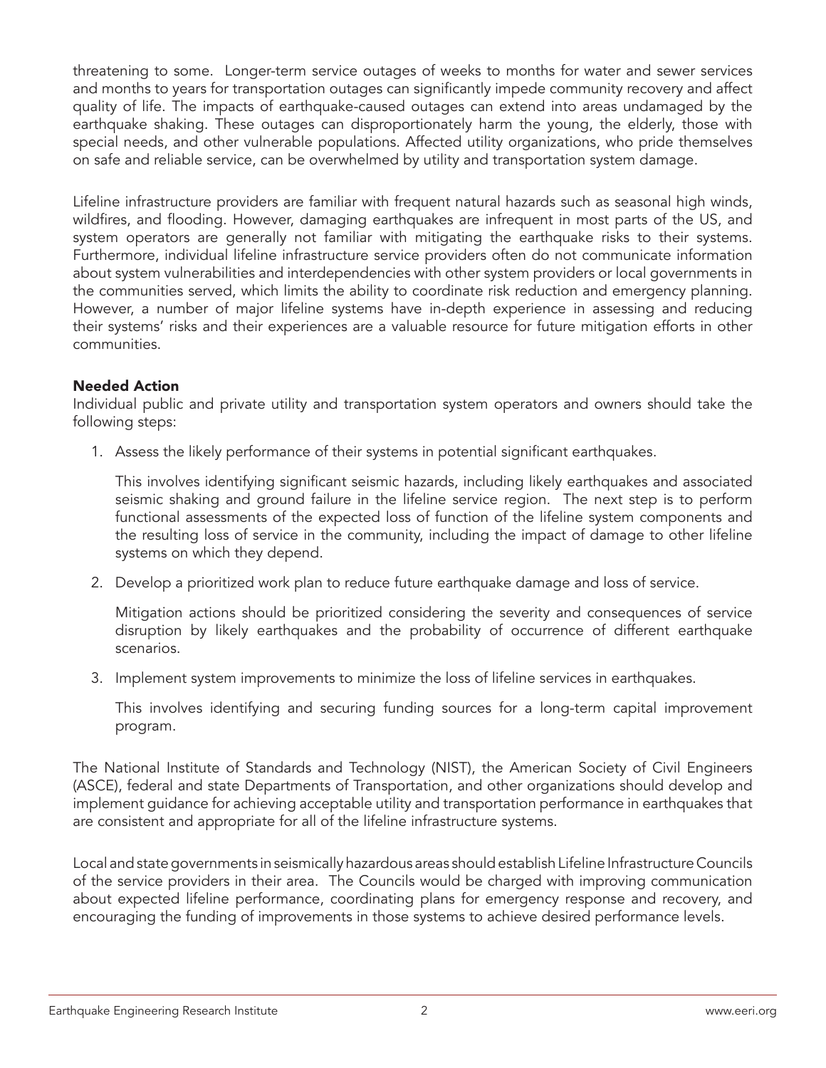threatening to some. Longer-term service outages of weeks to months for water and sewer services and months to years for transportation outages can significantly impede community recovery and affect quality of life. The impacts of earthquake-caused outages can extend into areas undamaged by the earthquake shaking. These outages can disproportionately harm the young, the elderly, those with special needs, and other vulnerable populations. Affected utility organizations, who pride themselves on safe and reliable service, can be overwhelmed by utility and transportation system damage.

Lifeline infrastructure providers are familiar with frequent natural hazards such as seasonal high winds, wildfires, and flooding. However, damaging earthquakes are infrequent in most parts of the US, and system operators are generally not familiar with mitigating the earthquake risks to their systems. Furthermore, individual lifeline infrastructure service providers often do not communicate information about system vulnerabilities and interdependencies with other system providers or local governments in the communities served, which limits the ability to coordinate risk reduction and emergency planning. However, a number of major lifeline systems have in-depth experience in assessing and reducing their systems' risks and their experiences are a valuable resource for future mitigation efforts in other communities.

**Needed Action**

Individual public and private utility and transportation system operators and owners should take the following steps:

1. Assess the likely performance of their systems in potential significant earthquakes.

   This involves identifying significant seismic hazards, including likely earthquakes and associated seismic shaking and ground failure in the lifeline service region. The next step is to perform functional assessments of the expected loss of function of the lifeline system components and the resulting loss of service in the community, including the impact of damage to other lifeline systems on which they depend.

2. Develop a prioritized work plan to reduce future earthquake damage and loss of service.

   Mitigation actions should be prioritized considering the severity and consequences of service disruption by likely earthquakes and the probability of occurrence of different earthquake scenarios.

3. Implement system improvements to minimize the loss of lifeline services in earthquakes.

   This involves identifying and securing funding sources for a long-term capital improvement program.

The National Institute of Standards and Technology (NIST), the American Society of Civil Engineers (ASCE), federal and state Departments of Transportation, and other organizations should develop and implement guidance for achieving acceptable utility and transportation performance in earthquakes that are consistent and appropriate for all of the lifeline infrastructure systems.

Local and state governments in seismically hazardous areas should establish Lifeline Infrastructure Councils of the service providers in their area. The Councils would be charged with improving communication about expected lifeline performance, coordinating plans for emergency response and recovery, and encouraging the funding of improvements in those systems to achieve desired performance levels.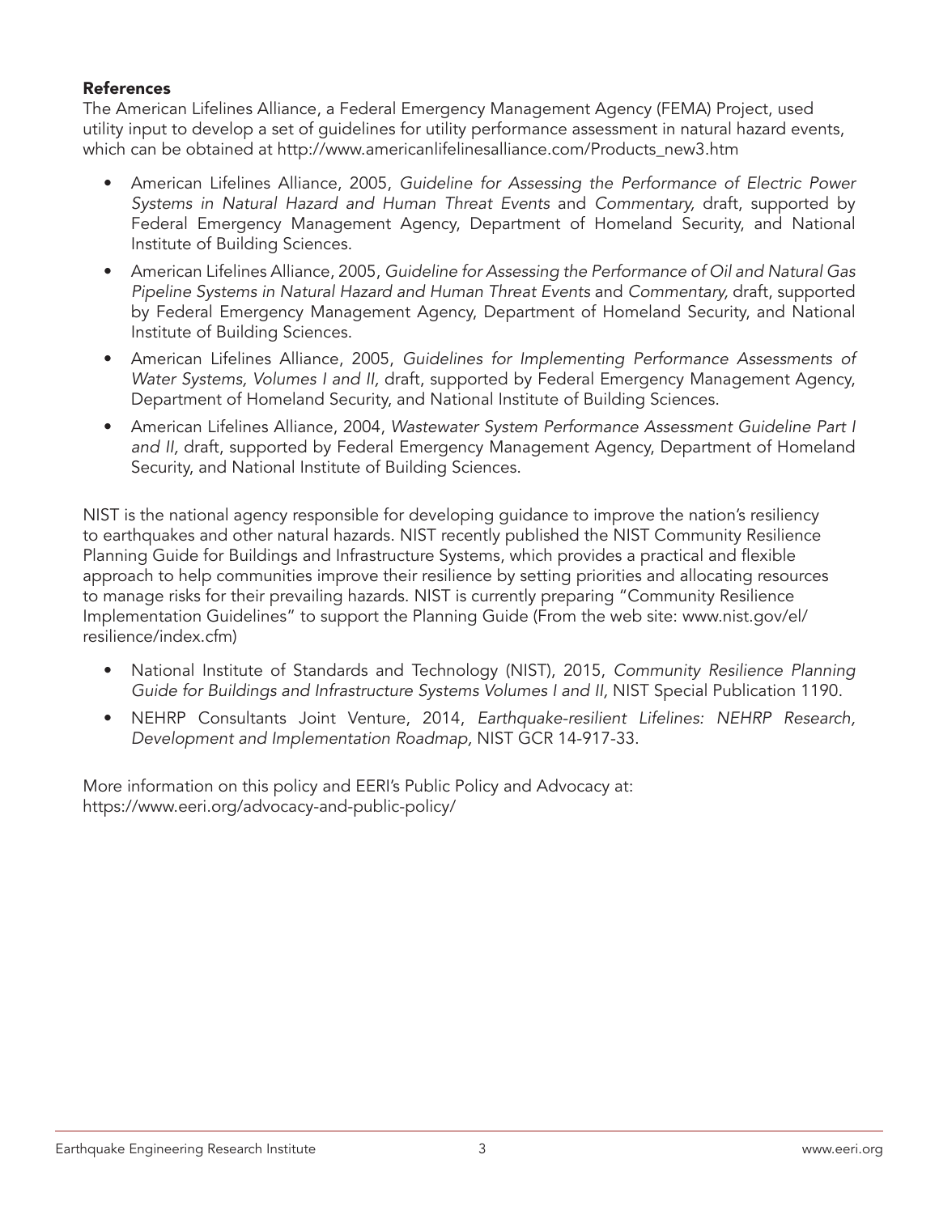## References

The American Lifelines Alliance, a Federal Emergency Management Agency (FEMA) Project, used utility input to develop a set of guidelines for utility performance assessment in natural hazard events, which can be obtained at http://www.americanlifelinesalliance.com/Products_new3.htm

- American Lifelines Alliance, 2005, *Guideline for Assessing the Performance of Electric Power Systems in Natural Hazard and Human Threat Events* and *Commentary,* draft, supported by Federal Emergency Management Agency, Department of Homeland Security, and National Institute of Building Sciences.
- American Lifelines Alliance, 2005, *Guideline for Assessing the Performance of Oil and Natural Gas Pipeline Systems in Natural Hazard and Human Threat Events* and *Commentary,* draft, supported by Federal Emergency Management Agency, Department of Homeland Security, and National Institute of Building Sciences.
- American Lifelines Alliance, 2005, *Guidelines for Implementing Performance Assessments of Water Systems, Volumes I and II,* draft, supported by Federal Emergency Management Agency, Department of Homeland Security, and National Institute of Building Sciences.
- American Lifelines Alliance, 2004, *Wastewater System Performance Assessment Guideline Part I and II,* draft, supported by Federal Emergency Management Agency, Department of Homeland Security, and National Institute of Building Sciences.

NIST is the national agency responsible for developing guidance to improve the nation's resiliency to earthquakes and other natural hazards. NIST recently published the NIST Community Resilience Planning Guide for Buildings and Infrastructure Systems, which provides a practical and flexible approach to help communities improve their resilience by setting priorities and allocating resources to manage risks for their prevailing hazards. NIST is currently preparing "Community Resilience Implementation Guidelines" to support the Planning Guide (From the web site: www.nist.gov/el/resilience/index.cfm)

- National Institute of Standards and Technology (NIST), 2015, *Community Resilience Planning Guide for Buildings and Infrastructure Systems Volumes I and II,* NIST Special Publication 1190.
- NEHRP Consultants Joint Venture, 2014, *Earthquake-resilient Lifelines: NEHRP Research, Development and Implementation Roadmap,* NIST GCR 14-917-33.

More information on this policy and EERI's Public Policy and Advocacy at: https://www.eeri.org/advocacy-and-public-policy/